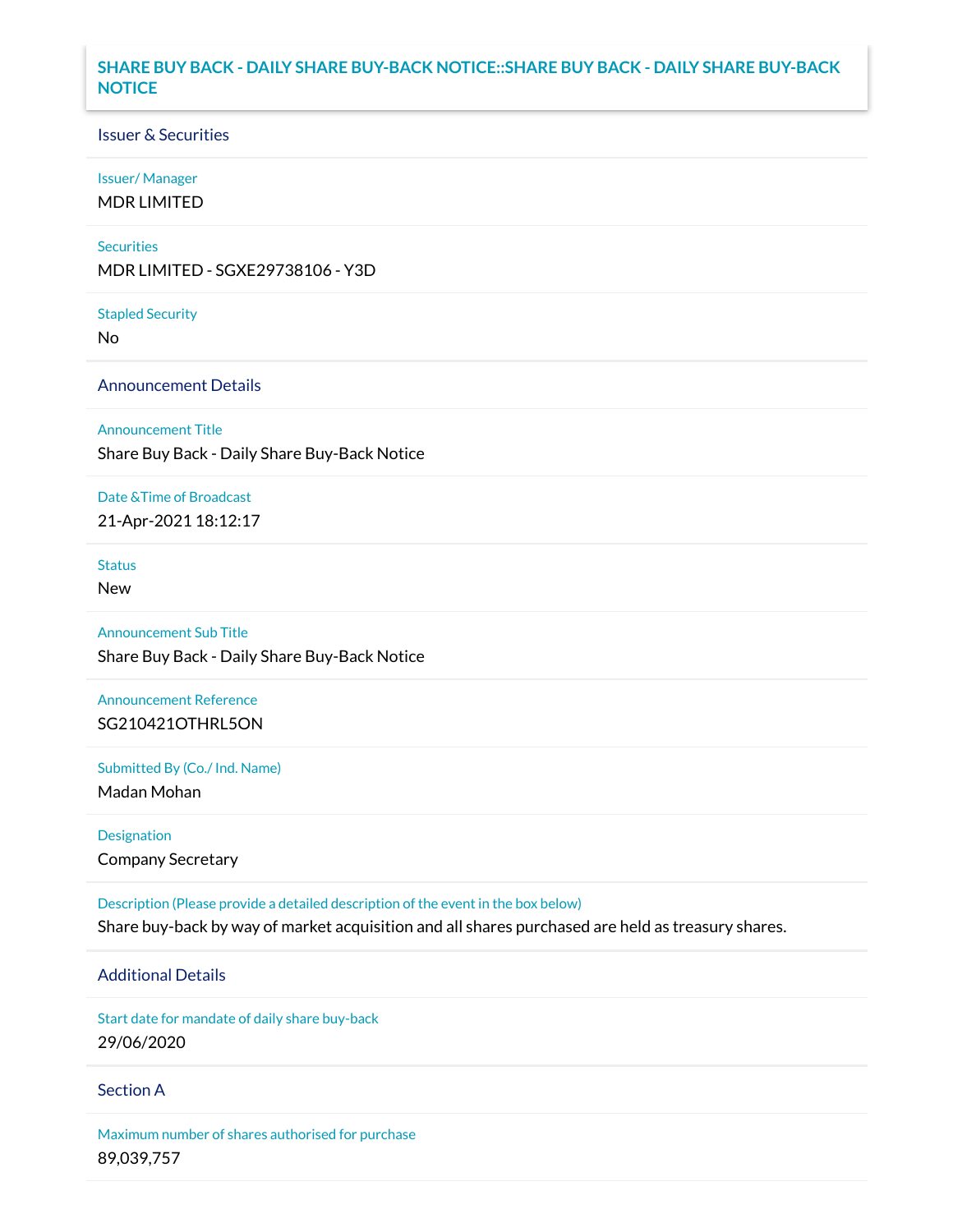# SHARE BUY BACK - DAILY SHARE BUY-BACK NOTICE::SHARE BUY BACK - DAILY SHARE BUY-BACK NOTICE

## Issuer & Securities

**Issuer/ Manager**

MDR LIMITED

**Securities**

MDR LIMITED - SGXE29738106 - Y3D

**Stapled Security**

No

## Announcement Details

**Announcement Title**

Share Buy Back - Daily Share Buy-Back Notice

**Date &Time of Broadcast**

21-Apr-2021 18:12:17

**Status**

New

**Announcement Sub Title**

Share Buy Back - Daily Share Buy-Back Notice

**Announcement Reference**

SG210421OTHRL5ON

**Submitted By (Co./ Ind. Name)**

Madan Mohan

**Designation**

Company Secretary

**Description (Please provide a detailed description of the event in the box below)**

Share buy-back by way of market acquisition and all shares purchased are held as treasury shares.

## Additional Details

**Start date for mandate of daily share buy-back**

29/06/2020

## Section A

**Maximum number of shares authorised for purchase**

89,039,757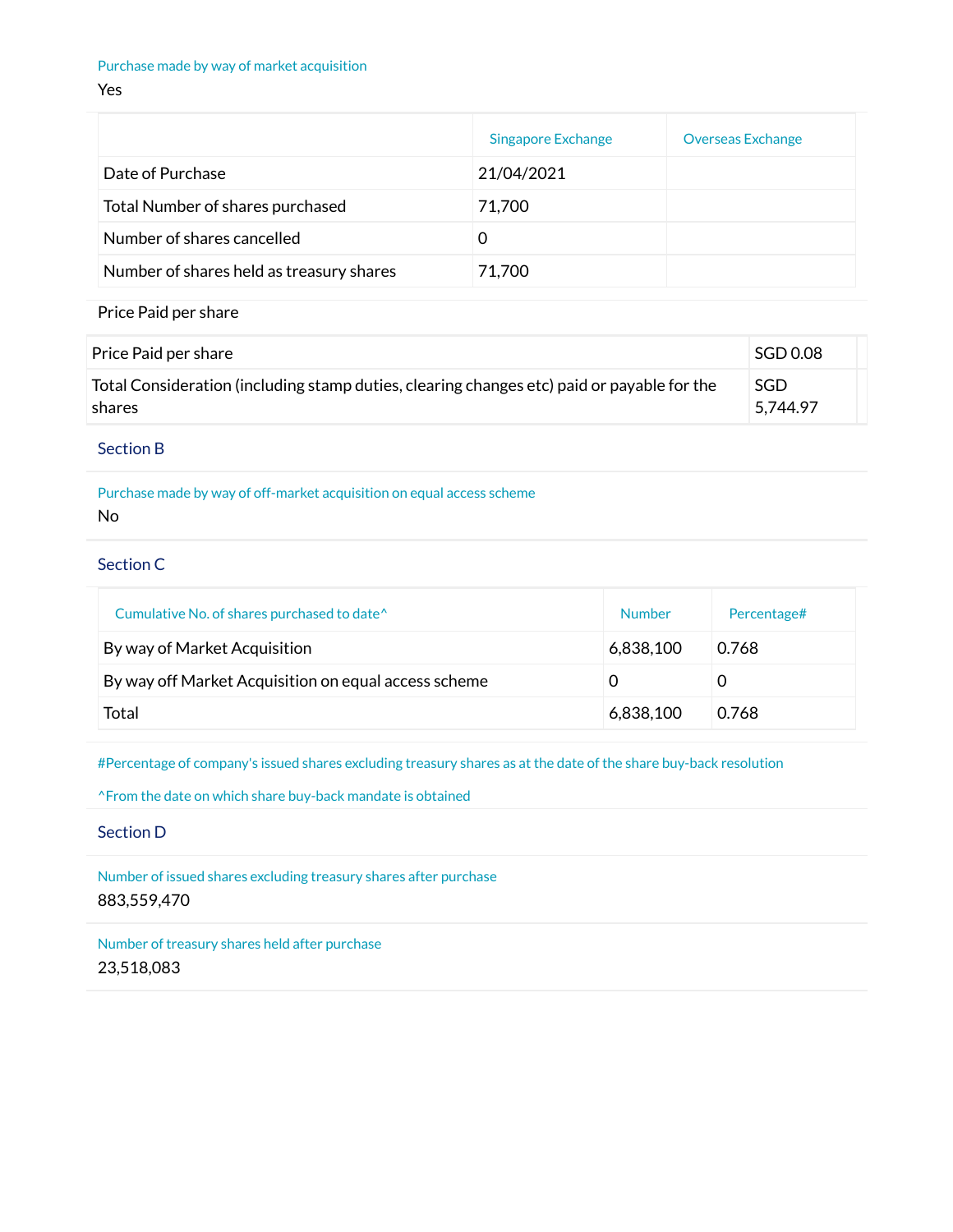Purchase made by way of market acquisition

Yes

| | Singapore Exchange | Overseas Exchange |
| --- | --- | --- |
| Date of Purchase | 21/04/2021 | |
| Total Number of shares purchased | 71,700 | |
| Number of shares cancelled | 0 | |
| Number of shares held as treasury shares | 71,700 | |

Price Paid per share

| | |
| --- | --- |
| Price Paid per share | SGD 0.08 |
| Total Consideration (including stamp duties, clearing changes etc) paid or payable for the shares | SGD 5,744.97 |

## Section B

Purchase made by way of off-market acquisition on equal access scheme

No

## Section C

| Cumulative No. of shares purchased to date^ | Number | Percentage# |
| --- | --- | --- |
| By way of Market Acquisition | 6,838,100 | 0.768 |
| By way off Market Acquisition on equal access scheme | 0 | 0 |
| Total | 6,838,100 | 0.768 |

#Percentage of company's issued shares excluding treasury shares as at the date of the share buy-back resolution

^From the date on which share buy-back mandate is obtained

## Section D

Number of issued shares excluding treasury shares after purchase

883,559,470

Number of treasury shares held after purchase

23,518,083